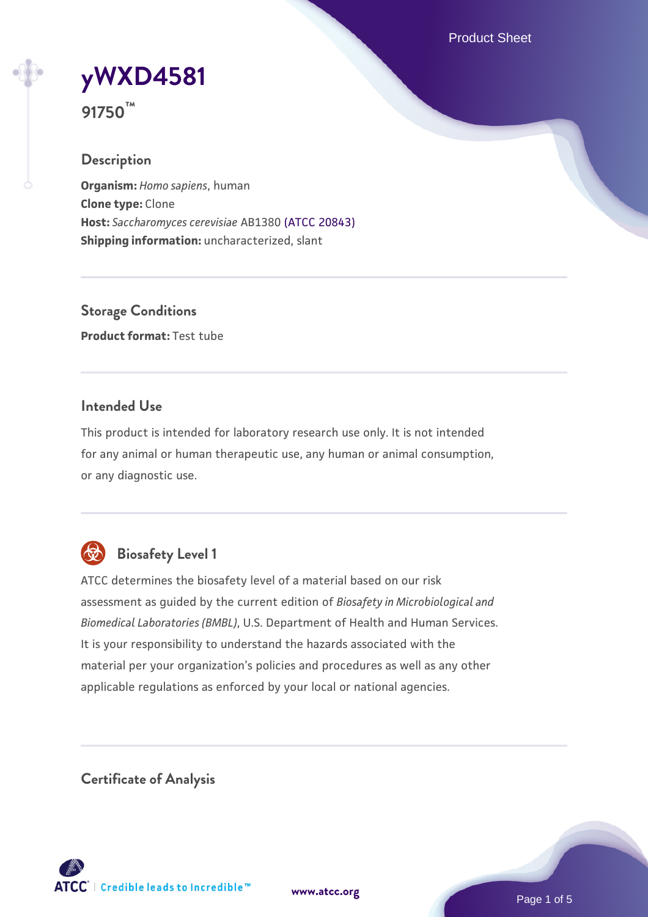# yWXD4581

**91750™**

## Description

**Organism:** *Homo sapiens*, human
**Clone type:** Clone
**Host:** *Saccharomyces cerevisiae* AB1380 (ATCC 20843)
**Shipping information:** uncharacterized, slant

## Storage Conditions

**Product format:** Test tube

## Intended Use

This product is intended for laboratory research use only. It is not intended for any animal or human therapeutic use, any human or animal consumption, or any diagnostic use.

## Biosafety Level 1

ATCC determines the biosafety level of a material based on our risk assessment as guided by the current edition of *Biosafety in Microbiological and Biomedical Laboratories (BMBL)*, U.S. Department of Health and Human Services. It is your responsibility to understand the hazards associated with the material per your organization's policies and procedures as well as any other applicable regulations as enforced by your local or national agencies.

## Certificate of Analysis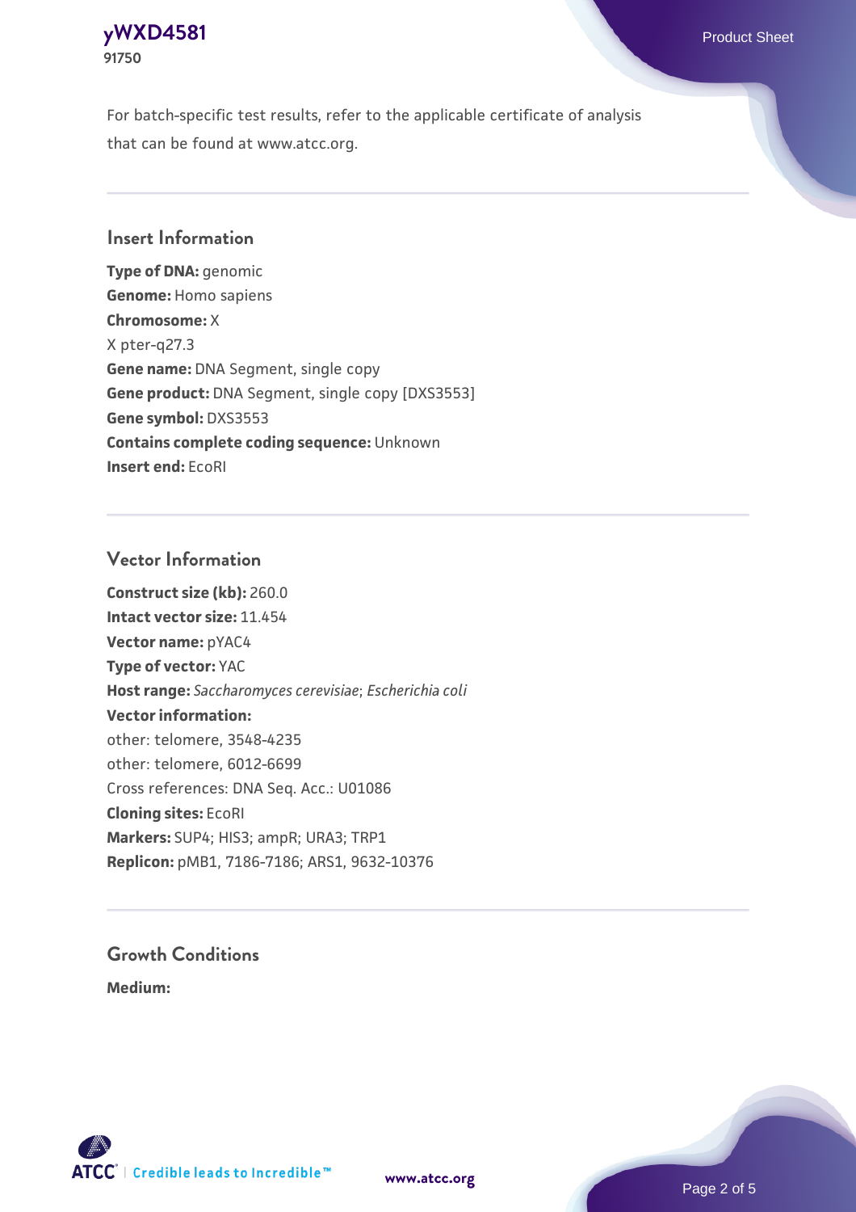For batch-specific test results, refer to the applicable certificate of analysis that can be found at www.atcc.org.

## Insert Information

**Type of DNA:** genomic
**Genome:** Homo sapiens
**Chromosome:** X
X pter-q27.3
**Gene name:** DNA Segment, single copy
**Gene product:** DNA Segment, single copy [DXS3553]
**Gene symbol:** DXS3553
**Contains complete coding sequence:** Unknown
**Insert end:** EcoRI

## Vector Information

**Construct size (kb):** 260.0
**Intact vector size:** 11.454
**Vector name:** pYAC4
**Type of vector:** YAC
**Host range:** *Saccharomyces cerevisiae*; *Escherichia coli*
**Vector information:**
other: telomere, 3548-4235
other: telomere, 6012-6699
Cross references: DNA Seq. Acc.: U01086
**Cloning sites:** EcoRI
**Markers:** SUP4; HIS3; ampR; URA3; TRP1
**Replicon:** pMB1, 7186-7186; ARS1, 9632-10376

## Growth Conditions

**Medium:**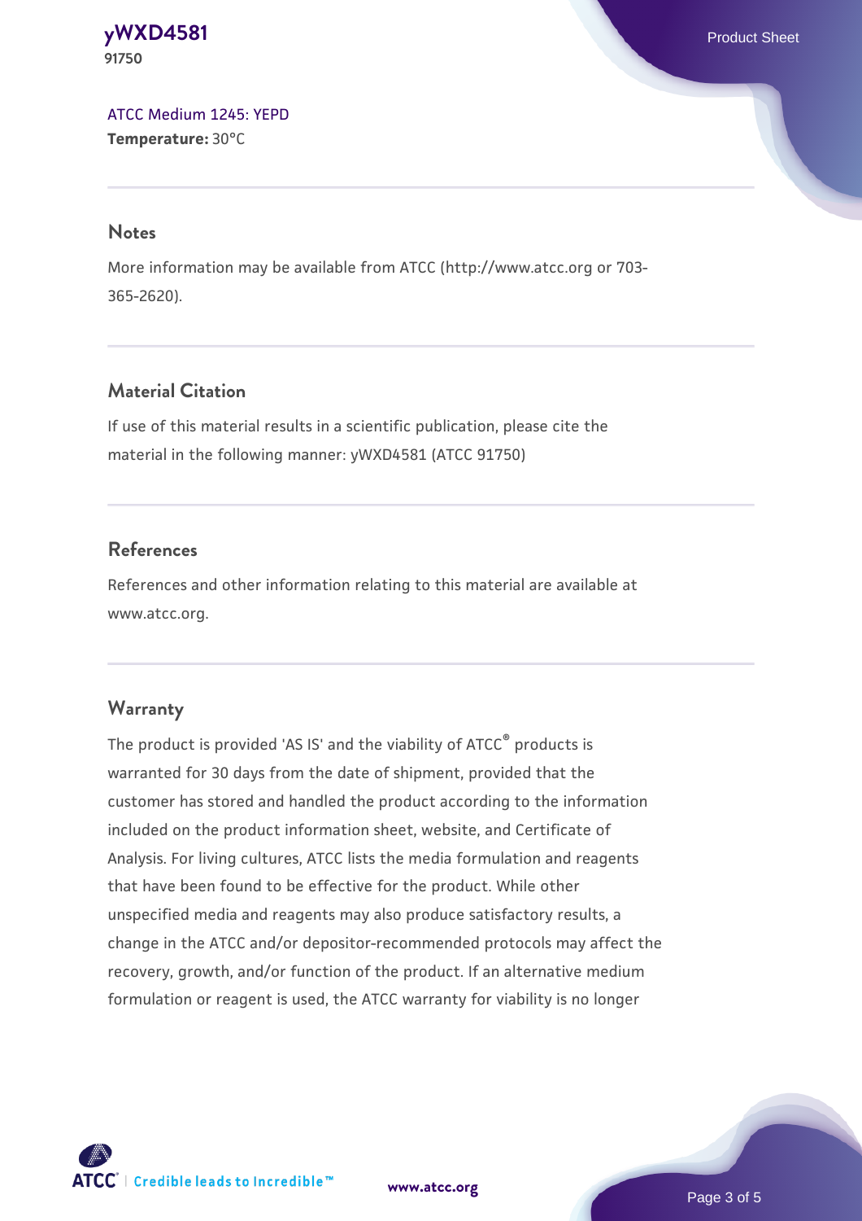[ATCC Medium 1245: YEPD](#)
**Temperature:** 30°C

## Notes

More information may be available from ATCC (http://www.atcc.org or 703-365-2620).

## Material Citation

If use of this material results in a scientific publication, please cite the material in the following manner: yWXD4581 (ATCC 91750)

## References

References and other information relating to this material are available at www.atcc.org.

## Warranty

The product is provided 'AS IS' and the viability of ATCC® products is warranted for 30 days from the date of shipment, provided that the customer has stored and handled the product according to the information included on the product information sheet, website, and Certificate of Analysis. For living cultures, ATCC lists the media formulation and reagents that have been found to be effective for the product. While other unspecified media and reagents may also produce satisfactory results, a change in the ATCC and/or depositor-recommended protocols may affect the recovery, growth, and/or function of the product. If an alternative medium formulation or reagent is used, the ATCC warranty for viability is no longer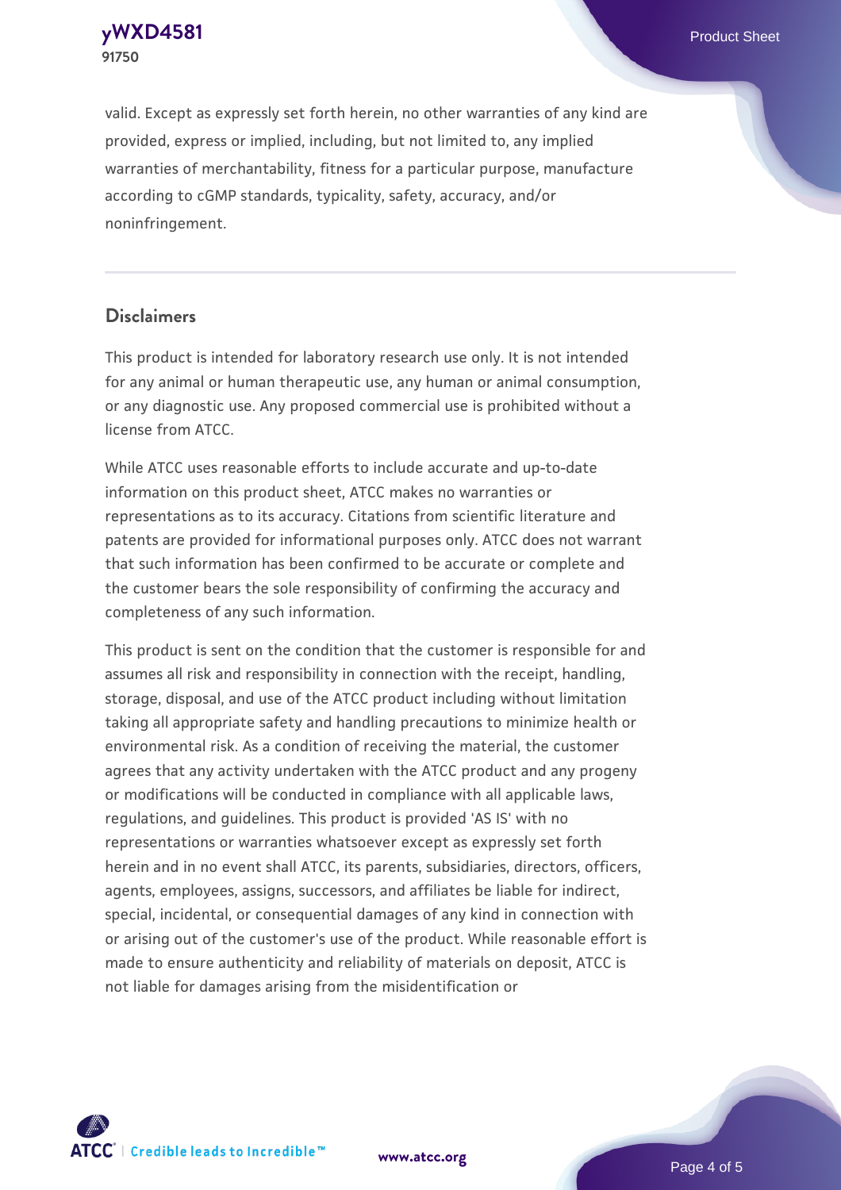valid. Except as expressly set forth herein, no other warranties of any kind are provided, express or implied, including, but not limited to, any implied warranties of merchantability, fitness for a particular purpose, manufacture according to cGMP standards, typicality, safety, accuracy, and/or noninfringement.

## Disclaimers

This product is intended for laboratory research use only. It is not intended for any animal or human therapeutic use, any human or animal consumption, or any diagnostic use. Any proposed commercial use is prohibited without a license from ATCC.

While ATCC uses reasonable efforts to include accurate and up-to-date information on this product sheet, ATCC makes no warranties or representations as to its accuracy. Citations from scientific literature and patents are provided for informational purposes only. ATCC does not warrant that such information has been confirmed to be accurate or complete and the customer bears the sole responsibility of confirming the accuracy and completeness of any such information.

This product is sent on the condition that the customer is responsible for and assumes all risk and responsibility in connection with the receipt, handling, storage, disposal, and use of the ATCC product including without limitation taking all appropriate safety and handling precautions to minimize health or environmental risk. As a condition of receiving the material, the customer agrees that any activity undertaken with the ATCC product and any progeny or modifications will be conducted in compliance with all applicable laws, regulations, and guidelines. This product is provided 'AS IS' with no representations or warranties whatsoever except as expressly set forth herein and in no event shall ATCC, its parents, subsidiaries, directors, officers, agents, employees, assigns, successors, and affiliates be liable for indirect, special, incidental, or consequential damages of any kind in connection with or arising out of the customer's use of the product. While reasonable effort is made to ensure authenticity and reliability of materials on deposit, ATCC is not liable for damages arising from the misidentification or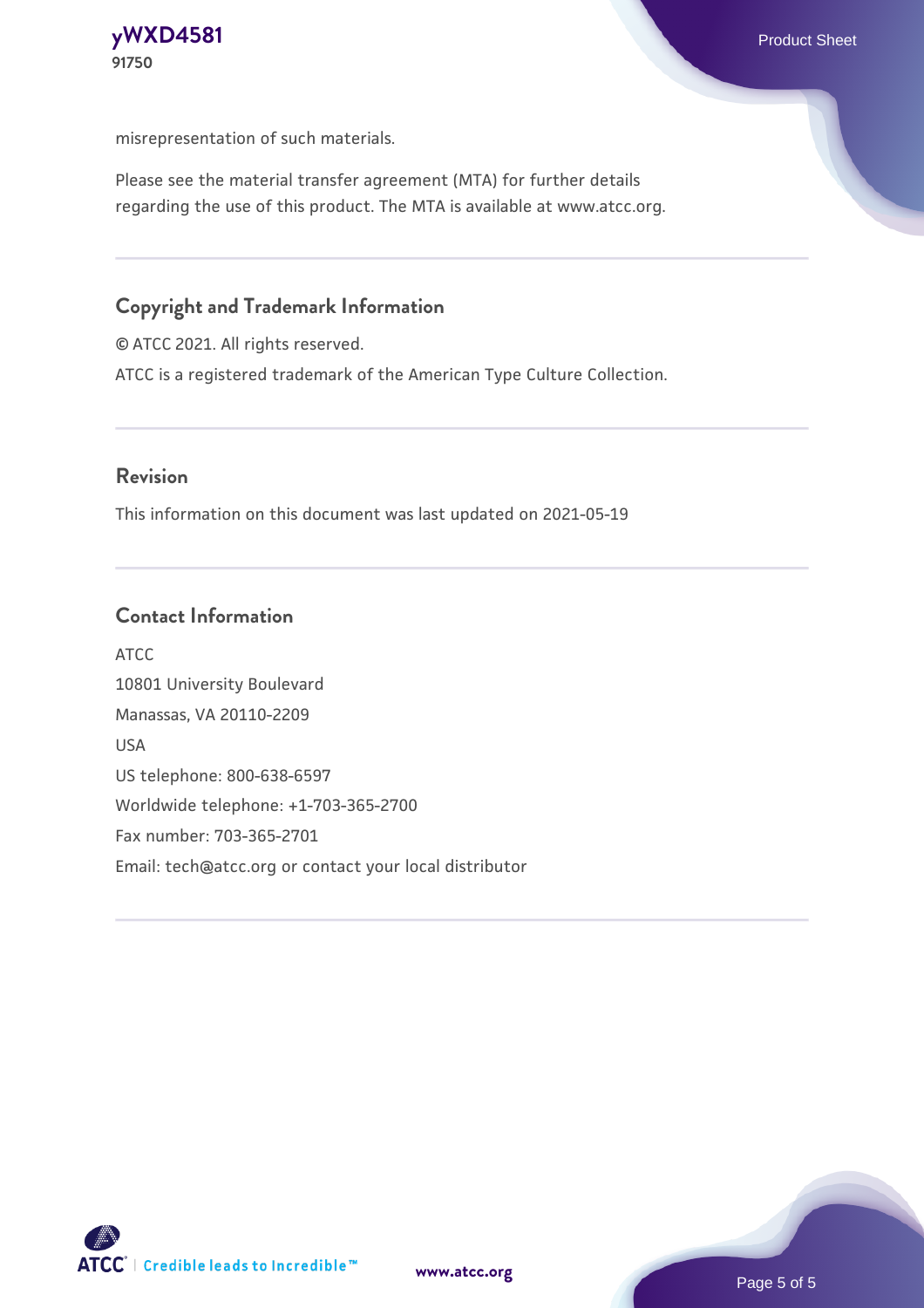misrepresentation of such materials.

Please see the material transfer agreement (MTA) for further details regarding the use of this product. The MTA is available at www.atcc.org.

## Copyright and Trademark Information

© ATCC 2021. All rights reserved.

ATCC is a registered trademark of the American Type Culture Collection.

## Revision

This information on this document was last updated on 2021-05-19

## Contact Information

ATCC

10801 University Boulevard

Manassas, VA 20110-2209

USA

US telephone: 800-638-6597

Worldwide telephone: +1-703-365-2700

Fax number: 703-365-2701

Email: tech@atcc.org or contact your local distributor